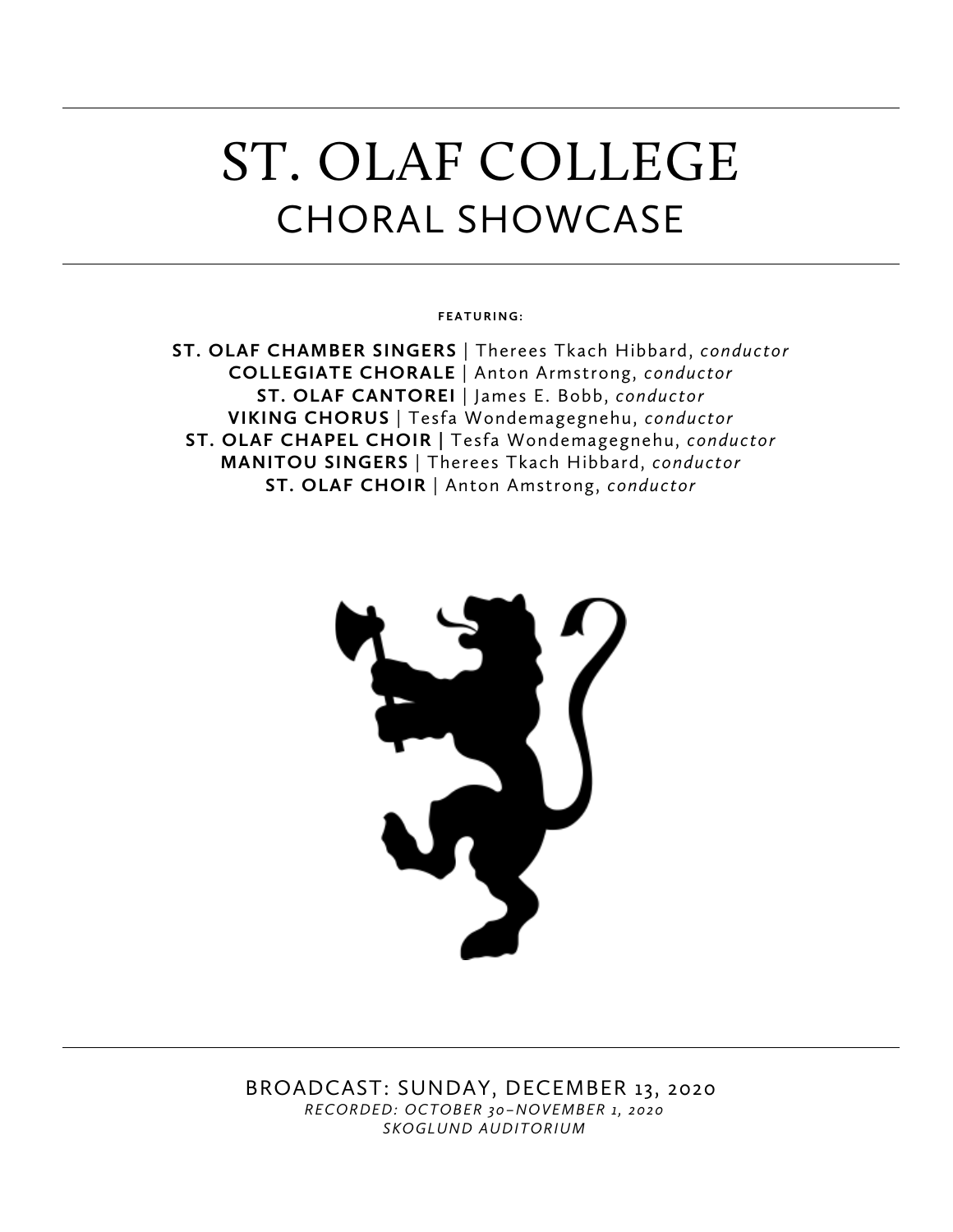# ST. OLAF COLLEGE
## CHORAL SHOWCASE

**FEATURING:**

**ST. OLAF CHAMBER SINGERS** | Therees Tkach Hibbard, *conductor*
**COLLEGIATE CHORALE** | Anton Armstrong, *conductor*
**ST. OLAF CANTOREI** | James E. Bobb, *conductor*
**VIKING CHORUS** | Tesfa Wondemagegnehu, *conductor*
**ST. OLAF CHAPEL CHOIR** | Tesfa Wondemagegnehu, *conductor*
**MANITOU SINGERS** | Therees Tkach Hibbard, *conductor*
**ST. OLAF CHOIR** | Anton Amstrong, *conductor*

BROADCAST: SUNDAY, DECEMBER 13, 2020
*RECORDED: OCTOBER 30–NOVEMBER 1, 2020*
*SKOGLUND AUDITORIUM*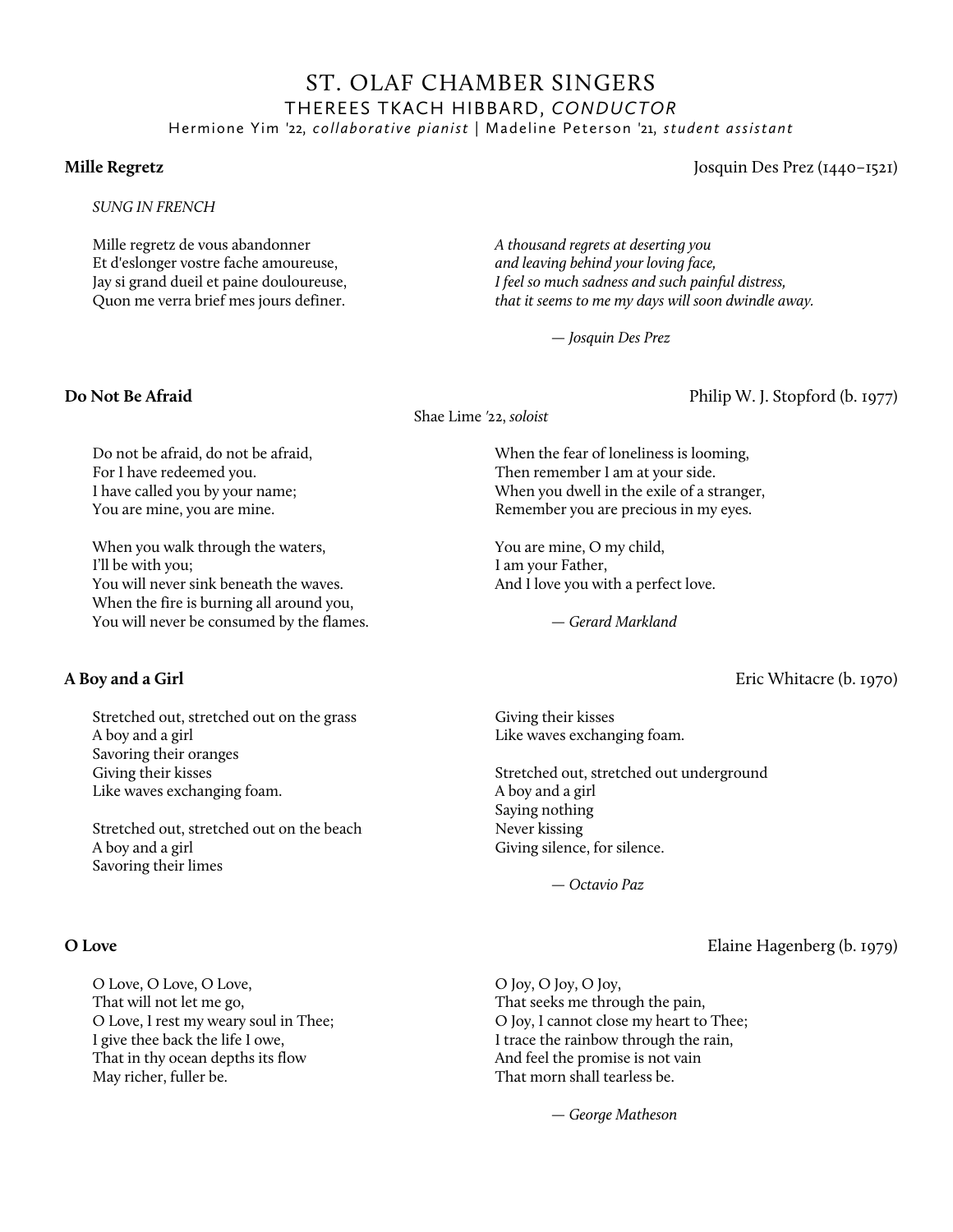# ST. OLAF CHAMBER SINGERS

## THEREES TKACH HIBBARD, *CONDUCTOR*

Hermione Yim '22, *collaborative pianist* | Madeline Peterson '21, *student assistant*

**Mille Regretz** — Josquin Des Prez (1440–1521)

*SUNG IN FRENCH*

Mille regretz de vous abandonner
Et d'eslonger vostre fache amoureuse,
Jay si grand dueil et paine douloureuse,
Quon me verra brief mes jours definer.

*A thousand regrets at deserting you*
*and leaving behind your loving face,*
*I feel so much sadness and such painful distress,*
*that it seems to me my days will soon dwindle away.*

*— Josquin Des Prez*

**Do Not Be Afraid** — Philip W. J. Stopford (b. 1977)

Shae Lime '22, *soloist*

Do not be afraid, do not be afraid,
For I have redeemed you.
I have called you by your name;
You are mine, you are mine.

When you walk through the waters,
I'll be with you;
You will never sink beneath the waves.
When the fire is burning all around you,
You will never be consumed by the flames.

When the fear of loneliness is looming,
Then remember I am at your side.
When you dwell in the exile of a stranger,
Remember you are precious in my eyes.

You are mine, O my child,
I am your Father,
And I love you with a perfect love.

*— Gerard Markland*

**A Boy and a Girl** — Eric Whitacre (b. 1970)

Stretched out, stretched out on the grass
A boy and a girl
Savoring their oranges
Giving their kisses
Like waves exchanging foam.

Stretched out, stretched out on the beach
A boy and a girl
Savoring their limes
Giving their kisses
Like waves exchanging foam.

Stretched out, stretched out underground
A boy and a girl
Saying nothing
Never kissing
Giving silence, for silence.

*— Octavio Paz*

**O Love** — Elaine Hagenberg (b. 1979)

O Love, O Love, O Love,
That will not let me go,
O Love, I rest my weary soul in Thee;
I give thee back the life I owe,
That in thy ocean depths its flow
May richer, fuller be.

O Joy, O Joy, O Joy,
That seeks me through the pain,
O Joy, I cannot close my heart to Thee;
I trace the rainbow through the rain,
And feel the promise is not vain
That morn shall tearless be.

*— George Matheson*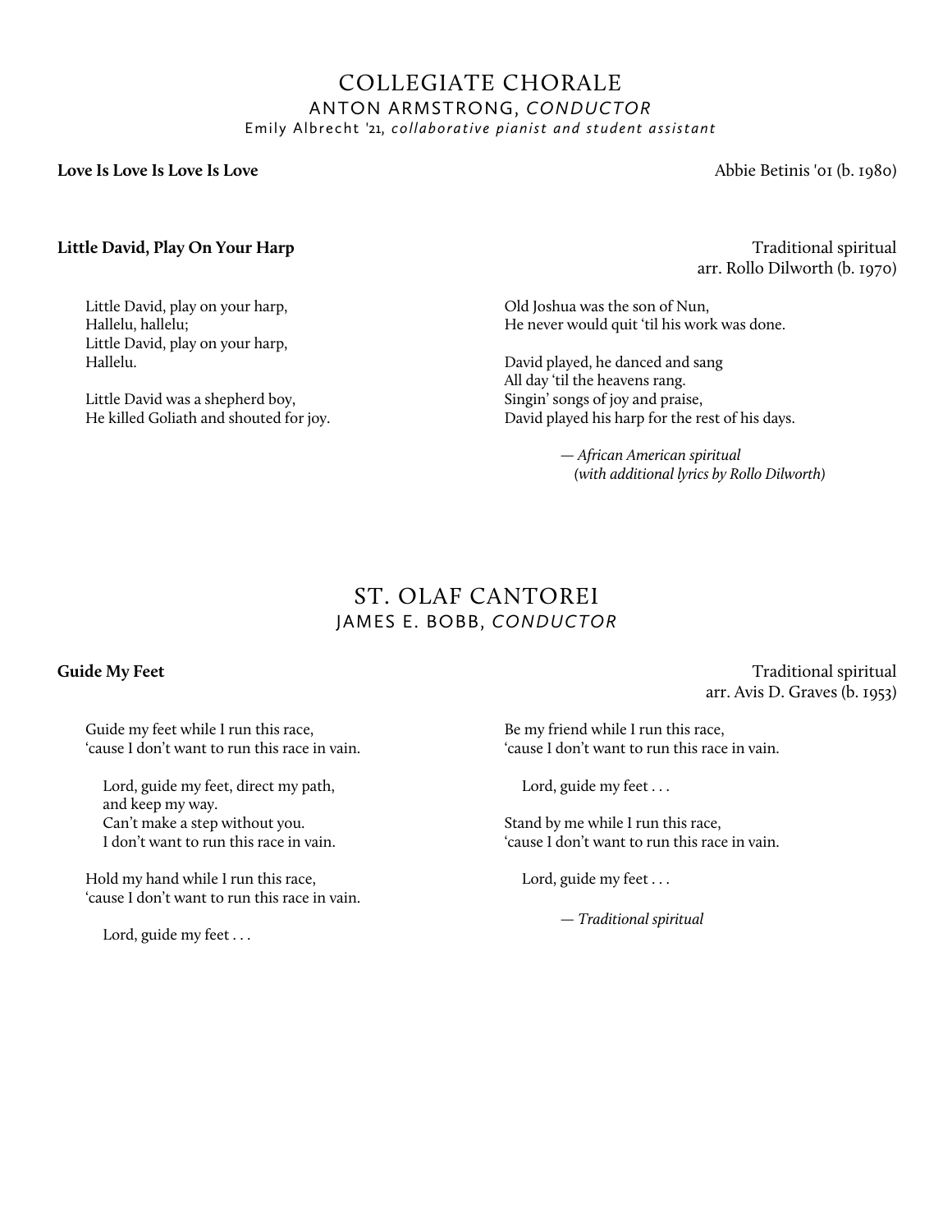# COLLEGIATE CHORALE

## ANTON ARMSTRONG, *CONDUCTOR*

Emily Albrecht '21, *collaborative pianist and student assistant*

**Love Is Love Is Love Is Love** — Abbie Betinis '01 (b. 1980)

**Little David, Play On Your Harp** — Traditional spiritual, arr. Rollo Dilworth (b. 1970)

Little David, play on your harp,  
Hallelu, hallelu;  
Little David, play on your harp,  
Hallelu.

Little David was a shepherd boy,  
He killed Goliath and shouted for joy.

Old Joshua was the son of Nun,  
He never would quit 'til his work was done.

David played, he danced and sang  
All day 'til the heavens rang.  
Singin' songs of joy and praise,  
David played his harp for the rest of his days.

*— African American spiritual*  
*(with additional lyrics by Rollo Dilworth)*

# ST. OLAF CANTOREI

## JAMES E. BOBB, *CONDUCTOR*

**Guide My Feet** — Traditional spiritual, arr. Avis D. Graves (b. 1953)

Guide my feet while I run this race,  
'cause I don't want to run this race in vain.

Lord, guide my feet, direct my path,  
and keep my way.  
Can't make a step without you.  
I don't want to run this race in vain.

Hold my hand while I run this race,  
'cause I don't want to run this race in vain.

Lord, guide my feet . . .

Be my friend while I run this race,  
'cause I don't want to run this race in vain.

Lord, guide my feet . . .

Stand by me while I run this race,  
'cause I don't want to run this race in vain.

Lord, guide my feet . . .

*— Traditional spiritual*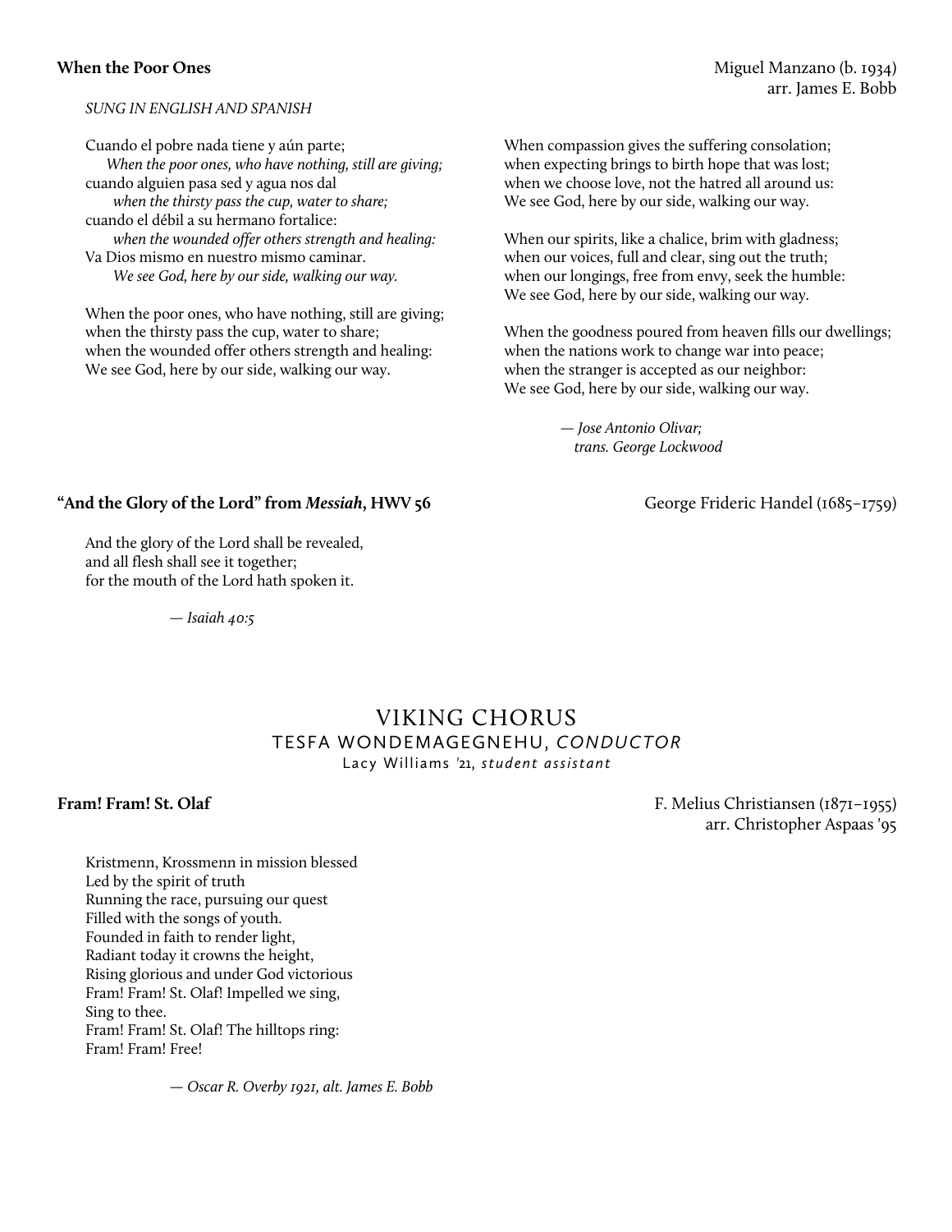**When the Poor Ones** Miguel Manzano (b. 1934)
arr. James E. Bobb

*SUNG IN ENGLISH AND SPANISH*

Cuando el pobre nada tiene y aún parte;
*When the poor ones, who have nothing, still are giving;*
cuando alguien pasa sed y agua nos dal
*when the thirsty pass the cup, water to share;*
cuando el débil a su hermano fortalice:
*when the wounded offer others strength and healing:*
Va Dios mismo en nuestro mismo caminar.
*We see God, here by our side, walking our way.*

When the poor ones, who have nothing, still are giving;
when the thirsty pass the cup, water to share;
when the wounded offer others strength and healing:
We see God, here by our side, walking our way.

When compassion gives the suffering consolation;
when expecting brings to birth hope that was lost;
when we choose love, not the hatred all around us:
We see God, here by our side, walking our way.

When our spirits, like a chalice, brim with gladness;
when our voices, full and clear, sing out the truth;
when our longings, free from envy, seek the humble:
We see God, here by our side, walking our way.

When the goodness poured from heaven fills our dwellings;
when the nations work to change war into peace;
when the stranger is accepted as our neighbor:
We see God, here by our side, walking our way.

*— Jose Antonio Olivar;*
*trans. George Lockwood*

**"And the Glory of the Lord" from *Messiah*, HWV 56** George Frideric Handel (1685–1759)

And the glory of the Lord shall be revealed,
and all flesh shall see it together;
for the mouth of the Lord hath spoken it.

*— Isaiah 40:5*

## VIKING CHORUS
### TESFA WONDEMAGEGNEHU, *CONDUCTOR*
Lacy Williams '21, *student assistant*

**Fram! Fram! St. Olaf** F. Melius Christiansen (1871–1955)
arr. Christopher Aspaas '95

Kristmenn, Krossmenn in mission blessed
Led by the spirit of truth
Running the race, pursuing our quest
Filled with the songs of youth.
Founded in faith to render light,
Radiant today it crowns the height,
Rising glorious and under God victorious
Fram! Fram! St. Olaf! Impelled we sing,
Sing to thee.
Fram! Fram! St. Olaf! The hilltops ring:
Fram! Fram! Free!

*— Oscar R. Overby 1921, alt. James E. Bobb*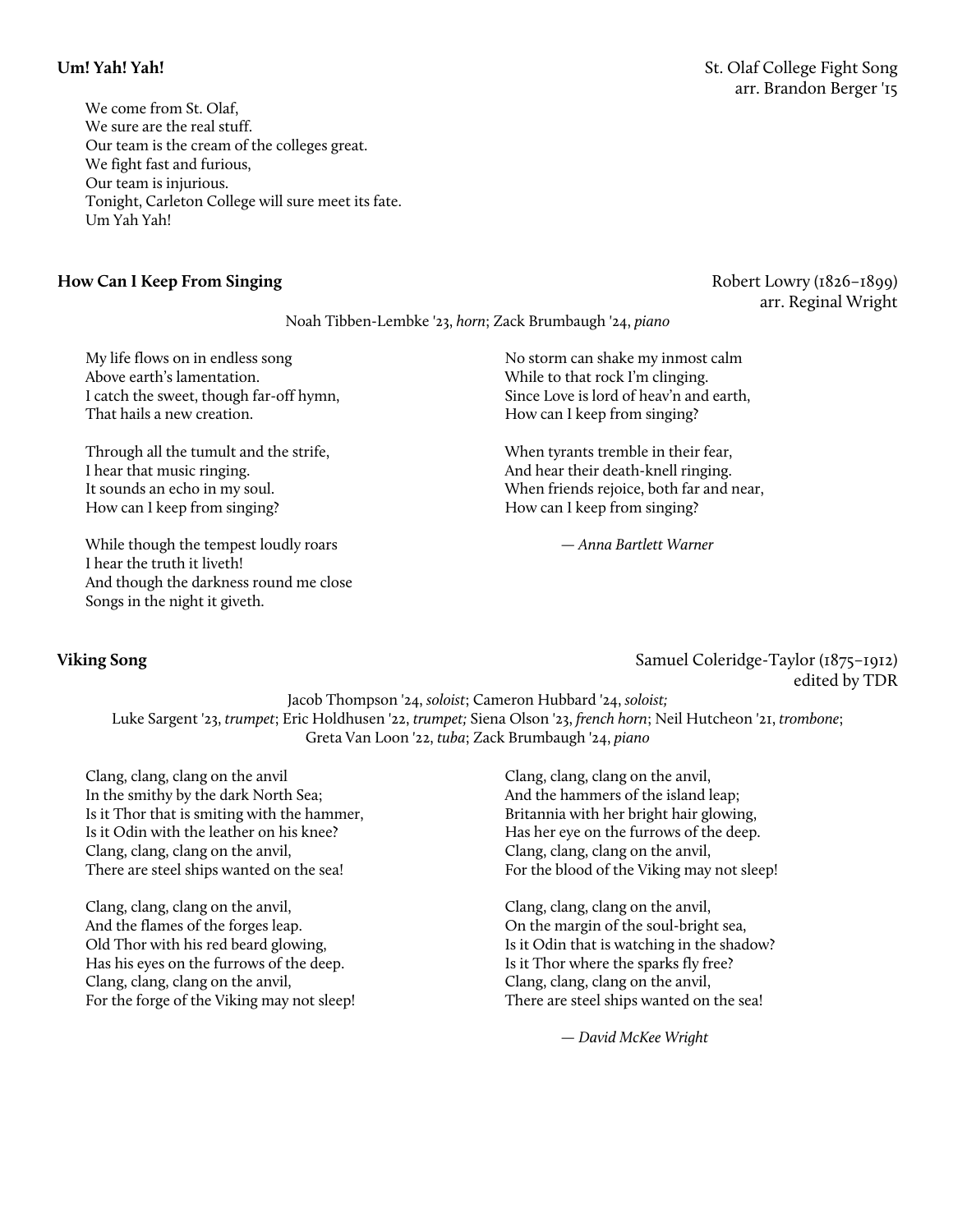**Um! Yah! Yah!**

St. Olaf College Fight Song
arr. Brandon Berger '15

We come from St. Olaf,
We sure are the real stuff.
Our team is the cream of the colleges great.
We fight fast and furious,
Our team is injurious.
Tonight, Carleton College will sure meet its fate.
Um Yah Yah!

**How Can I Keep From Singing**

Robert Lowry (1826–1899)
arr. Reginal Wright

Noah Tibben-Lembke '23, *horn*; Zack Brumbaugh '24, *piano*

My life flows on in endless song
Above earth's lamentation.
I catch the sweet, though far-off hymn,
That hails a new creation.

Through all the tumult and the strife,
I hear that music ringing.
It sounds an echo in my soul.
How can I keep from singing?

While though the tempest loudly roars
I hear the truth it liveth!
And though the darkness round me close
Songs in the night it giveth.

No storm can shake my inmost calm
While to that rock I'm clinging.
Since Love is lord of heav'n and earth,
How can I keep from singing?

When tyrants tremble in their fear,
And hear their death-knell ringing.
When friends rejoice, both far and near,
How can I keep from singing?

— *Anna Bartlett Warner*

**Viking Song**

Samuel Coleridge-Taylor (1875–1912)
edited by TDR

Jacob Thompson '24, *soloist*; Cameron Hubbard '24, *soloist;*
Luke Sargent '23, *trumpet*; Eric Holdhusen '22, *trumpet;* Siena Olson '23, *french horn*; Neil Hutcheon '21, *trombone*;
Greta Van Loon '22, *tuba*; Zack Brumbaugh '24, *piano*

Clang, clang, clang on the anvil
In the smithy by the dark North Sea;
Is it Thor that is smiting with the hammer,
Is it Odin with the leather on his knee?
Clang, clang, clang on the anvil,
There are steel ships wanted on the sea!

Clang, clang, clang on the anvil,
And the flames of the forges leap.
Old Thor with his red beard glowing,
Has his eyes on the furrows of the deep.
Clang, clang, clang on the anvil,
For the forge of the Viking may not sleep!

Clang, clang, clang on the anvil,
And the hammers of the island leap;
Britannia with her bright hair glowing,
Has her eye on the furrows of the deep.
Clang, clang, clang on the anvil,
For the blood of the Viking may not sleep!

Clang, clang, clang on the anvil,
On the margin of the soul-bright sea,
Is it Odin that is watching in the shadow?
Is it Thor where the sparks fly free?
Clang, clang, clang on the anvil,
There are steel ships wanted on the sea!

— *David McKee Wright*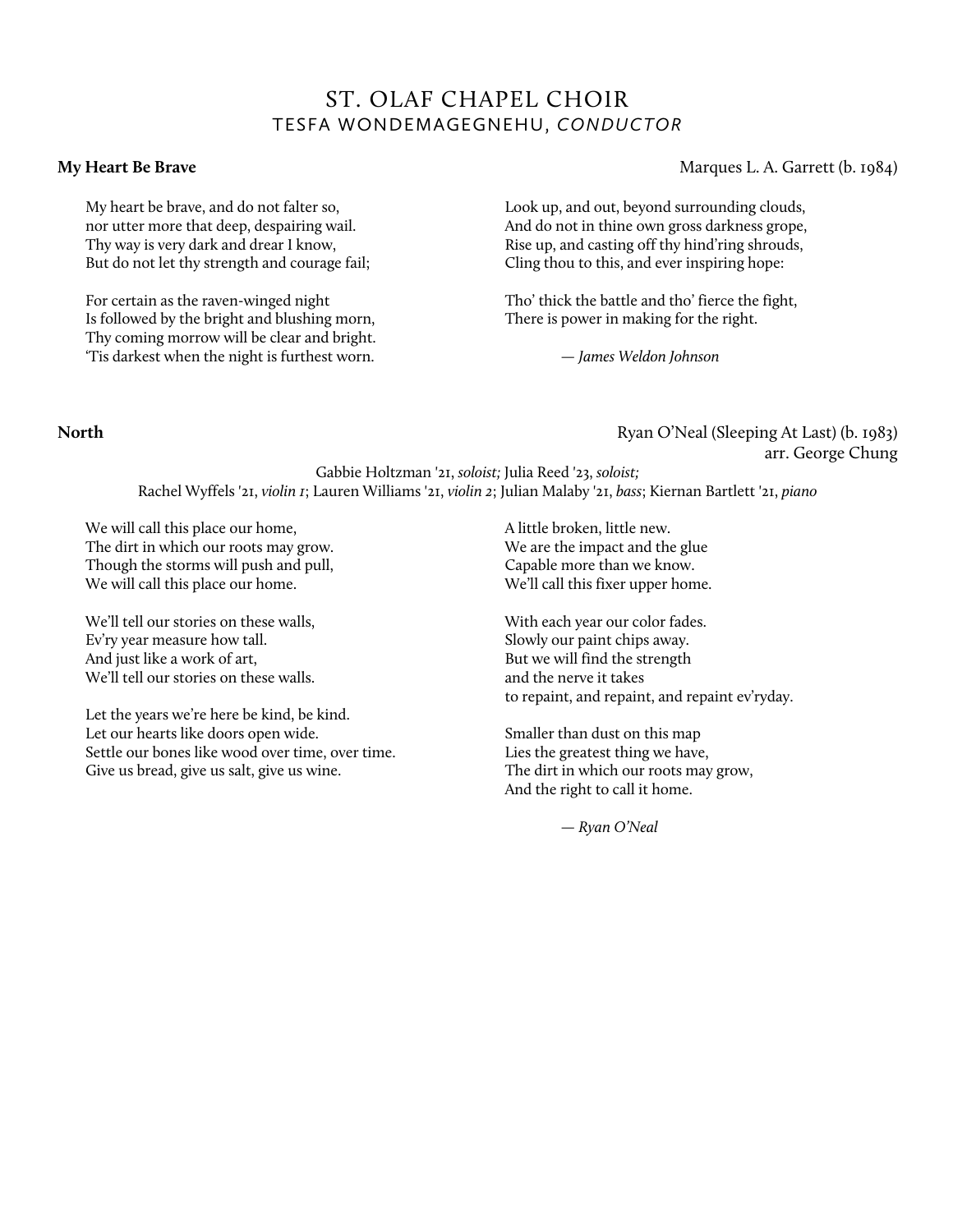# ST. OLAF CHAPEL CHOIR

## TESFA WONDEMAGEGNEHU, *CONDUCTOR*

**My Heart Be Brave** — Marques L. A. Garrett (b. 1984)

My heart be brave, and do not falter so,  
nor utter more that deep, despairing wail.  
Thy way is very dark and drear I know,  
But do not let thy strength and courage fail;

For certain as the raven-winged night  
Is followed by the bright and blushing morn,  
Thy coming morrow will be clear and bright.  
'Tis darkest when the night is furthest worn.

Look up, and out, beyond surrounding clouds,  
And do not in thine own gross darkness grope,  
Rise up, and casting off thy hind'ring shrouds,  
Cling thou to this, and ever inspiring hope:

Tho' thick the battle and tho' fierce the fight,  
There is power in making for the right.

— *James Weldon Johnson*

**North** — Ryan O'Neal (Sleeping At Last) (b. 1983)  
arr. George Chung

Gabbie Holtzman '21, *soloist;* Julia Reed '23, *soloist;*  
Rachel Wyffels '21, *violin 1*; Lauren Williams '21, *violin 2*; Julian Malaby '21, *bass*; Kiernan Bartlett '21, *piano*

We will call this place our home,  
The dirt in which our roots may grow.  
Though the storms will push and pull,  
We will call this place our home.

We'll tell our stories on these walls,  
Ev'ry year measure how tall.  
And just like a work of art,  
We'll tell our stories on these walls.

Let the years we're here be kind, be kind.  
Let our hearts like doors open wide.  
Settle our bones like wood over time, over time.  
Give us bread, give us salt, give us wine.

A little broken, little new.  
We are the impact and the glue  
Capable more than we know.  
We'll call this fixer upper home.

With each year our color fades.  
Slowly our paint chips away.  
But we will find the strength  
and the nerve it takes  
to repaint, and repaint, and repaint ev'ryday.

Smaller than dust on this map  
Lies the greatest thing we have,  
The dirt in which our roots may grow,  
And the right to call it home.

— *Ryan O'Neal*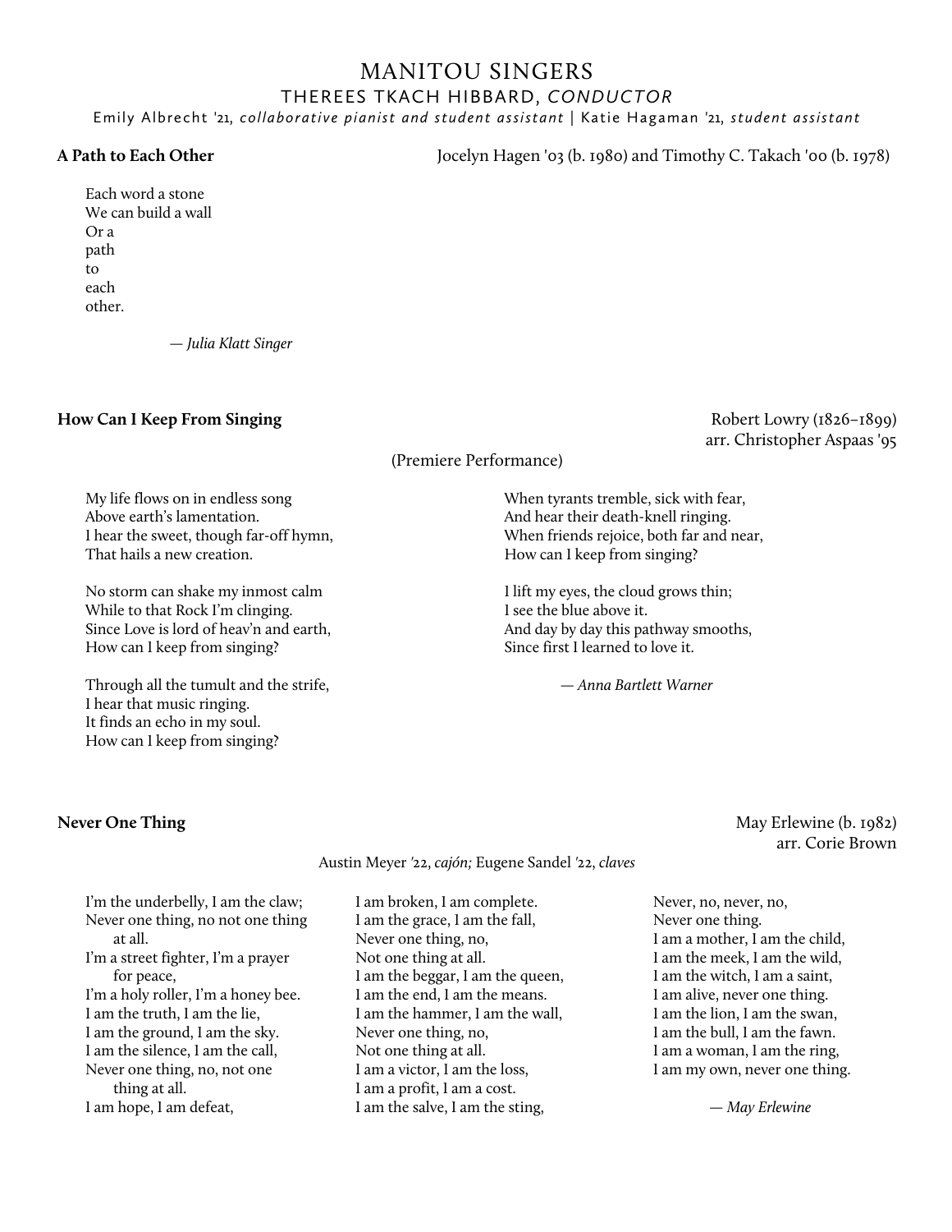# MANITOU SINGERS

## THEREES TKACH HIBBARD, *CONDUCTOR*

Emily Albrecht '21, *collaborative pianist and student assistant* | Katie Hagaman '21, *student assistant*

**A Path to Each Other** — Jocelyn Hagen '03 (b. 1980) and Timothy C. Takach '00 (b. 1978)

Each word a stone  
We can build a wall  
Or a  
path  
to  
each  
other.

*— Julia Klatt Singer*

**How Can I Keep From Singing** — Robert Lowry (1826–1899)  
arr. Christopher Aspaas '95

(Premiere Performance)

My life flows on in endless song  
Above earth's lamentation.  
I hear the sweet, though far-off hymn,  
That hails a new creation.

No storm can shake my inmost calm  
While to that Rock I'm clinging.  
Since Love is lord of heav'n and earth,  
How can I keep from singing?

Through all the tumult and the strife,  
I hear that music ringing.  
It finds an echo in my soul.  
How can I keep from singing?

When tyrants tremble, sick with fear,  
And hear their death-knell ringing.  
When friends rejoice, both far and near,  
How can I keep from singing?

I lift my eyes, the cloud grows thin;  
I see the blue above it.  
And day by day this pathway smooths,  
Since first I learned to love it.

*— Anna Bartlett Warner*

**Never One Thing** — May Erlewine (b. 1982)  
arr. Corie Brown

Austin Meyer '22, *cajón;* Eugene Sandel '22, *claves*

I'm the underbelly, I am the claw;  
Never one thing, no not one thing at all.  
I'm a street fighter, I'm a prayer for peace,  
I'm a holy roller, I'm a honey bee.  
I am the truth, I am the lie,  
I am the ground, I am the sky.  
I am the silence, I am the call,  
Never one thing, no, not one thing at all.  
I am hope, I am defeat,  
I am broken, I am complete.  
I am the grace, I am the fall,  
Never one thing, no,  
Not one thing at all.  
I am the beggar, I am the queen,  
I am the end, I am the means.  
I am the hammer, I am the wall,  
Never one thing, no,  
Not one thing at all.  
I am a victor, I am the loss,  
I am a profit, I am a cost.  
I am the salve, I am the sting,  
Never, no, never, no,  
Never one thing.  
I am a mother, I am the child,  
I am the meek, I am the wild,  
I am the witch, I am a saint,  
I am alive, never one thing.  
I am the lion, I am the swan,  
I am the bull, I am the fawn.  
I am a woman, I am the ring,  
I am my own, never one thing.

*— May Erlewine*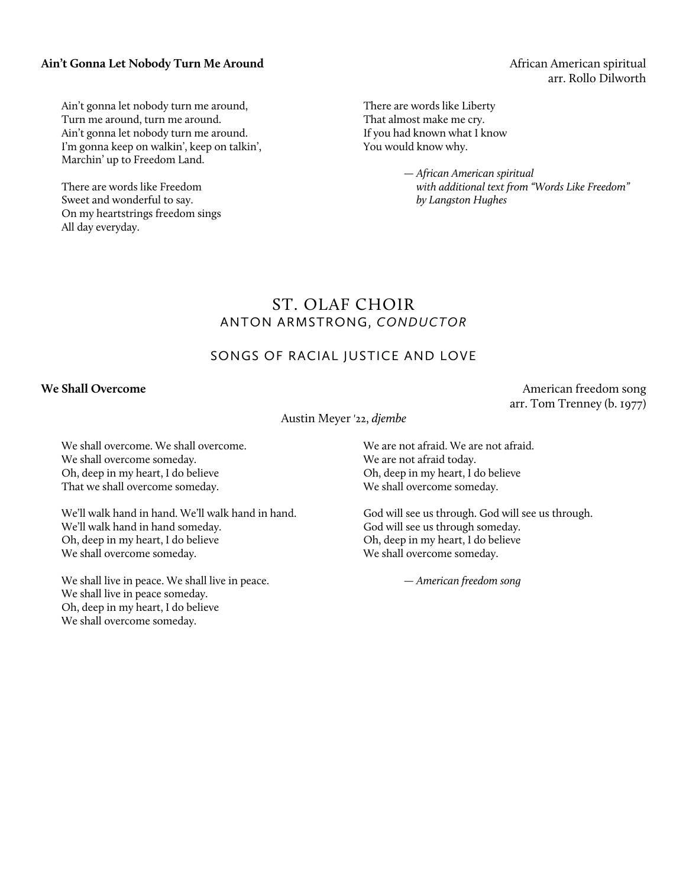**Ain't Gonna Let Nobody Turn Me Around**

African American spiritual
arr. Rollo Dilworth

Ain't gonna let nobody turn me around,
Turn me around, turn me around.
Ain't gonna let nobody turn me around.
I'm gonna keep on walkin', keep on talkin',
Marchin' up to Freedom Land.

There are words like Freedom
Sweet and wonderful to say.
On my heartstrings freedom sings
All day everyday.

There are words like Liberty
That almost make me cry.
If you had known what I know
You would know why.

*— African American spiritual*
*with additional text from "Words Like Freedom"*
*by Langston Hughes*

# ST. OLAF CHOIR

## ANTON ARMSTRONG, *CONDUCTOR*

## SONGS OF RACIAL JUSTICE AND LOVE

**We Shall Overcome**

American freedom song
arr. Tom Trenney (b. 1977)

Austin Meyer '22, *djembe*

We shall overcome. We shall overcome.
We shall overcome someday.
Oh, deep in my heart, I do believe
That we shall overcome someday.

We'll walk hand in hand. We'll walk hand in hand.
We'll walk hand in hand someday.
Oh, deep in my heart, I do believe
We shall overcome someday.

We shall live in peace. We shall live in peace.
We shall live in peace someday.
Oh, deep in my heart, I do believe
We shall overcome someday.

We are not afraid. We are not afraid.
We are not afraid today.
Oh, deep in my heart, I do believe
We shall overcome someday.

God will see us through. God will see us through.
God will see us through someday.
Oh, deep in my heart, I do believe
We shall overcome someday.

*— American freedom song*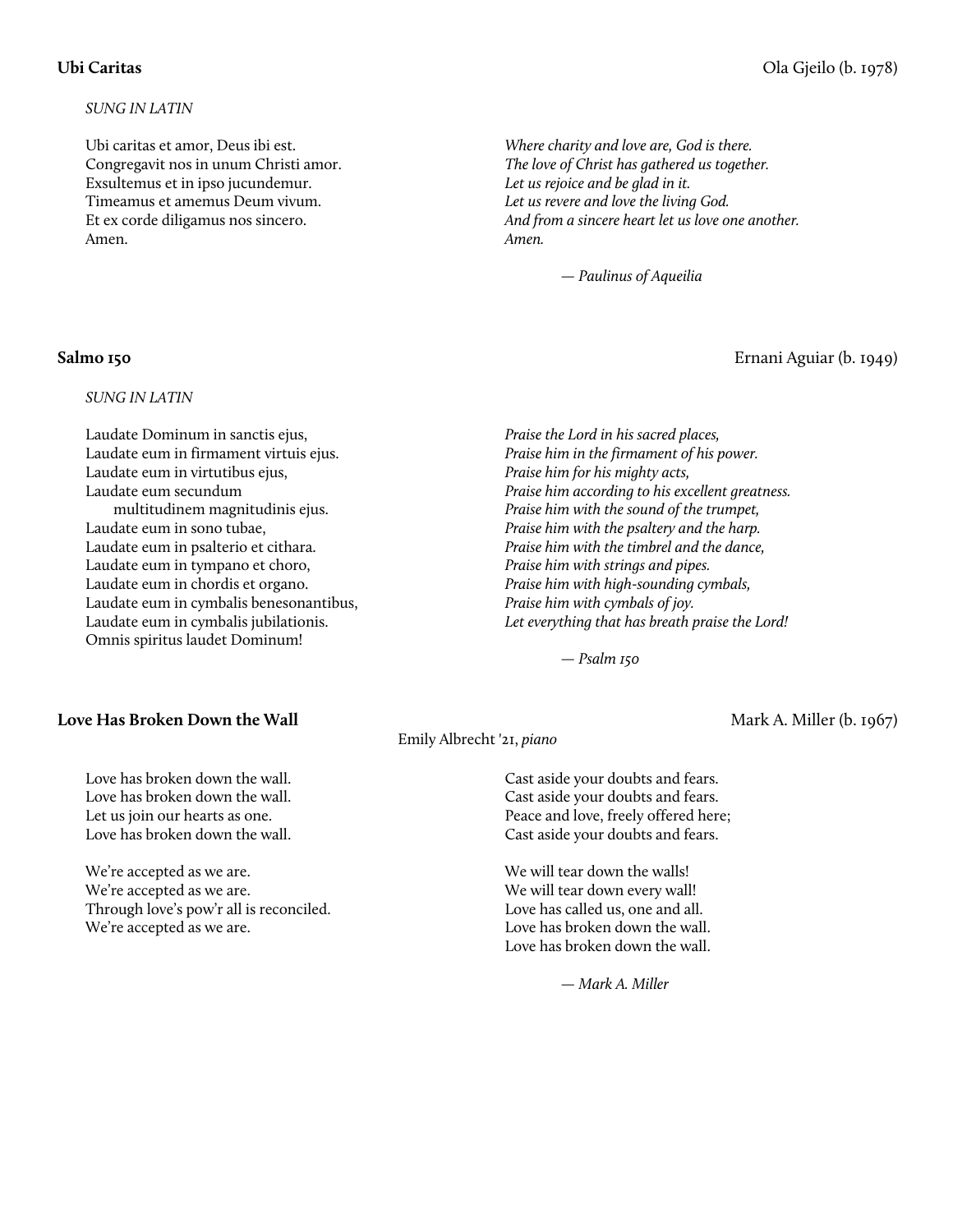**Ubi Caritas** Ola Gjeilo (b. 1978)

*SUNG IN LATIN*

Ubi caritas et amor, Deus ibi est.
Congregavit nos in unum Christi amor.
Exsultemus et in ipso jucundemur.
Timeamus et amemus Deum vivum.
Et ex corde diligamus nos sincero.
Amen.

*Where charity and love are, God is there.*
*The love of Christ has gathered us together.*
*Let us rejoice and be glad in it.*
*Let us revere and love the living God.*
*And from a sincere heart let us love one another.*
*Amen.*

*— Paulinus of Aqueilia*

**Salmo 150** Ernani Aguiar (b. 1949)

*SUNG IN LATIN*

Laudate Dominum in sanctis ejus,
Laudate eum in firmament virtuis ejus.
Laudate eum in virtutibus ejus,
Laudate eum secundum
multitudinem magnitudinis ejus.
Laudate eum in sono tubae,
Laudate eum in psalterio et cithara.
Laudate eum in tympano et choro,
Laudate eum in chordis et organo.
Laudate eum in cymbalis benesonantibus,
Laudate eum in cymbalis jubilationis.
Omnis spiritus laudet Dominum!

*Praise the Lord in his sacred places,*
*Praise him in the firmament of his power.*
*Praise him for his mighty acts,*
*Praise him according to his excellent greatness.*
*Praise him with the sound of the trumpet,*
*Praise him with the psaltery and the harp.*
*Praise him with the timbrel and the dance,*
*Praise him with strings and pipes.*
*Praise him with high-sounding cymbals,*
*Praise him with cymbals of joy.*
*Let everything that has breath praise the Lord!*

*— Psalm 150*

**Love Has Broken Down the Wall** Mark A. Miller (b. 1967)

Emily Albrecht '21, *piano*

Love has broken down the wall.
Love has broken down the wall.
Let us join our hearts as one.
Love has broken down the wall.

We're accepted as we are.
We're accepted as we are.
Through love's pow'r all is reconciled.
We're accepted as we are.

Cast aside your doubts and fears.
Cast aside your doubts and fears.
Peace and love, freely offered here;
Cast aside your doubts and fears.

We will tear down the walls!
We will tear down every wall!
Love has called us, one and all.
Love has broken down the wall.
Love has broken down the wall.

*— Mark A. Miller*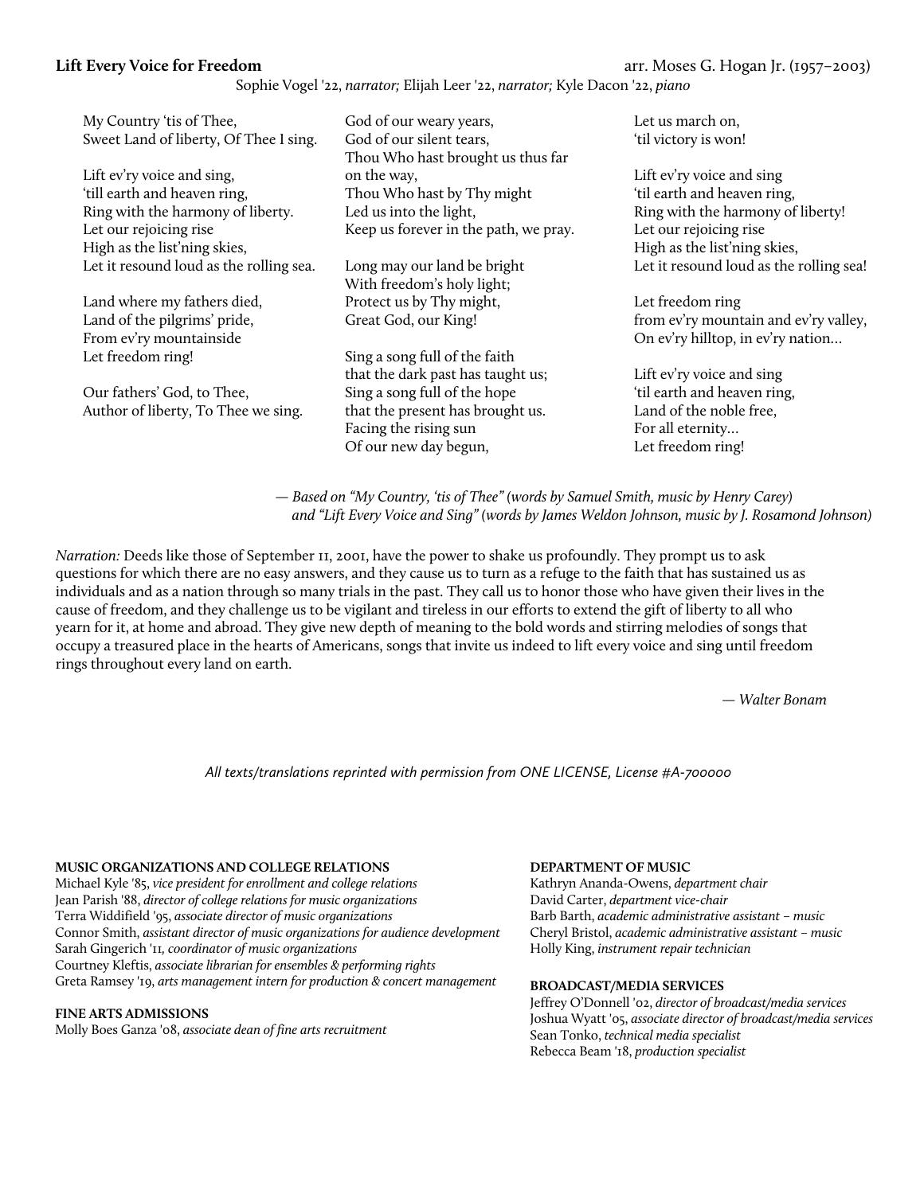**Lift Every Voice for Freedom** arr. Moses G. Hogan Jr. (1957–2003)

Sophie Vogel '22, *narrator;* Elijah Leer '22, *narrator;* Kyle Dacon '22, *piano*

My Country 'tis of Thee,
Sweet Land of liberty, Of Thee I sing.

Lift ev'ry voice and sing,
'till earth and heaven ring,
Ring with the harmony of liberty.
Let our rejoicing rise
High as the list'ning skies,
Let it resound loud as the rolling sea.

Land where my fathers died,
Land of the pilgrims' pride,
From ev'ry mountainside
Let freedom ring!

Our fathers' God, to Thee,
Author of liberty, To Thee we sing.

God of our weary years,
God of our silent tears,
Thou Who hast brought us thus far
on the way,
Thou Who hast by Thy might
Led us into the light,
Keep us forever in the path, we pray.

Long may our land be bright
With freedom's holy light;
Protect us by Thy might,
Great God, our King!

Sing a song full of the faith
that the dark past has taught us;
Sing a song full of the hope
that the present has brought us.
Facing the rising sun
Of our new day begun,

Let us march on,
'til victory is won!

Lift ev'ry voice and sing
'til earth and heaven ring,
Ring with the harmony of liberty!
Let our rejoicing rise
High as the list'ning skies,
Let it resound loud as the rolling sea!

Let freedom ring
from ev'ry mountain and ev'ry valley,
On ev'ry hilltop, in ev'ry nation…

Lift ev'ry voice and sing
'til earth and heaven ring,
Land of the noble free,
For all eternity…
Let freedom ring!

*— Based on "My Country, 'tis of Thee" (words by Samuel Smith, music by Henry Carey) and "Lift Every Voice and Sing" (words by James Weldon Johnson, music by J. Rosamond Johnson)*

*Narration:* Deeds like those of September 11, 2001, have the power to shake us profoundly. They prompt us to ask questions for which there are no easy answers, and they cause us to turn as a refuge to the faith that has sustained us as individuals and as a nation through so many trials in the past. They call us to honor those who have given their lives in the cause of freedom, and they challenge us to be vigilant and tireless in our efforts to extend the gift of liberty to all who yearn for it, at home and abroad. They give new depth of meaning to the bold words and stirring melodies of songs that occupy a treasured place in the hearts of Americans, songs that invite us indeed to lift every voice and sing until freedom rings throughout every land on earth.

*— Walter Bonam*

*All texts/translations reprinted with permission from ONE LICENSE, License #A-700000*

**MUSIC ORGANIZATIONS AND COLLEGE RELATIONS**
Michael Kyle '85, *vice president for enrollment and college relations*
Jean Parish '88, *director of college relations for music organizations*
Terra Widdifield '95, *associate director of music organizations*
Connor Smith, *assistant director of music organizations for audience development*
Sarah Gingerich '11, *coordinator of music organizations*
Courtney Kleftis, *associate librarian for ensembles & performing rights*
Greta Ramsey '19, *arts management intern for production & concert management*

**FINE ARTS ADMISSIONS**
Molly Boes Ganza '08, *associate dean of fine arts recruitment*

**DEPARTMENT OF MUSIC**
Kathryn Ananda-Owens, *department chair*
David Carter, *department vice-chair*
Barb Barth, *academic administrative assistant – music*
Cheryl Bristol, *academic administrative assistant – music*
Holly King, *instrument repair technician*

**BROADCAST/MEDIA SERVICES**
Jeffrey O'Donnell '02, *director of broadcast/media services*
Joshua Wyatt '05, *associate director of broadcast/media services*
Sean Tonko, *technical media specialist*
Rebecca Beam '18, *production specialist*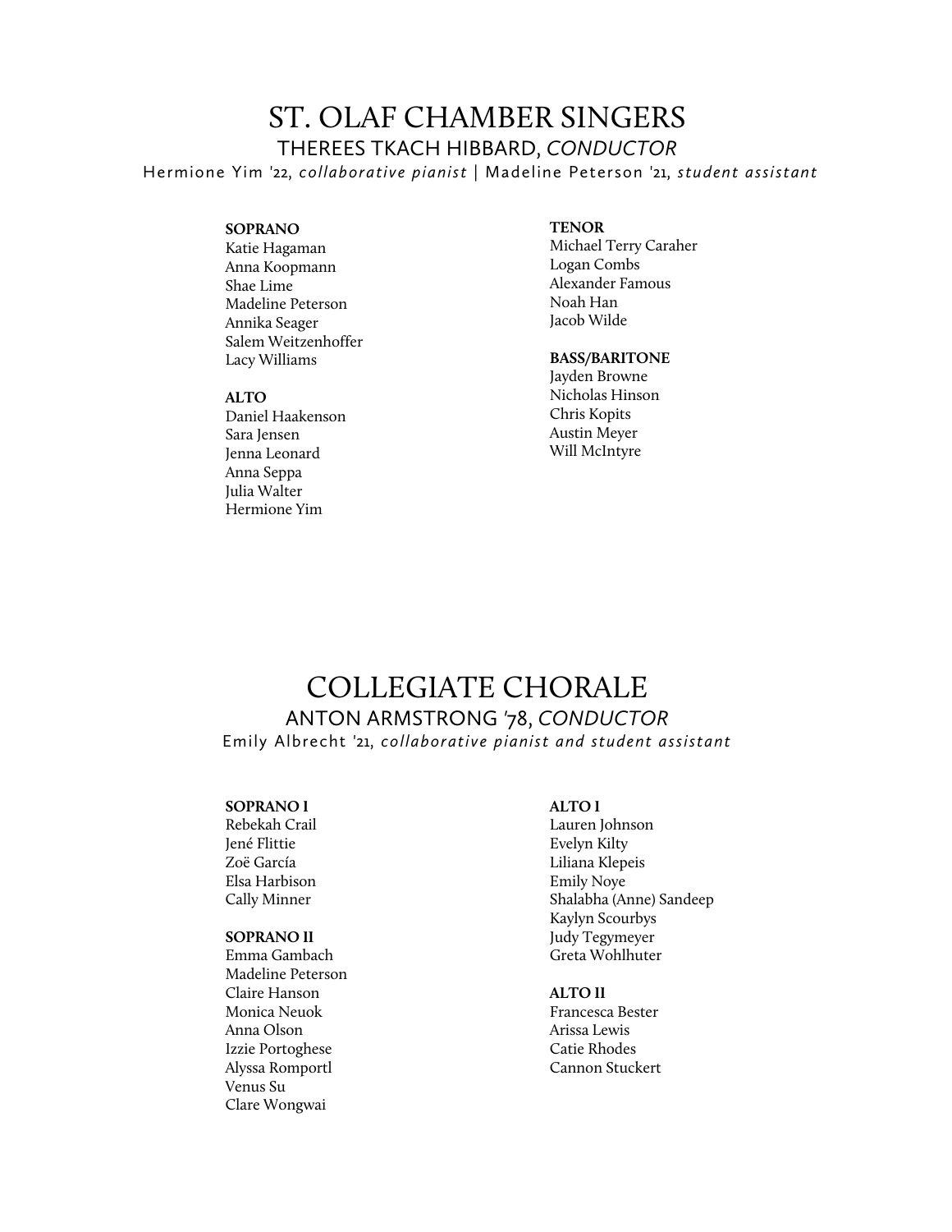# ST. OLAF CHAMBER SINGERS

## THEREES TKACH HIBBARD, *CONDUCTOR*

Hermione Yim '22, *collaborative pianist* | Madeline Peterson '21, *student assistant*

**SOPRANO**
Katie Hagaman
Anna Koopmann
Shae Lime
Madeline Peterson
Annika Seager
Salem Weitzenhoffer
Lacy Williams

**ALTO**
Daniel Haakenson
Sara Jensen
Jenna Leonard
Anna Seppa
Julia Walter
Hermione Yim

**TENOR**
Michael Terry Caraher
Logan Combs
Alexander Famous
Noah Han
Jacob Wilde

**BASS/BARITONE**
Jayden Browne
Nicholas Hinson
Chris Kopits
Austin Meyer
Will McIntyre

# COLLEGIATE CHORALE

## ANTON ARMSTRONG '78, *CONDUCTOR*

Emily Albrecht '21, *collaborative pianist and student assistant*

**SOPRANO I**
Rebekah Crail
Jené Flittie
Zoë García
Elsa Harbison
Cally Minner

**SOPRANO II**
Emma Gambach
Madeline Peterson
Claire Hanson
Monica Neuok
Anna Olson
Izzie Portoghese
Alyssa Romportl
Venus Su
Clare Wongwai

**ALTO I**
Lauren Johnson
Evelyn Kilty
Liliana Klepeis
Emily Noye
Shalabha (Anne) Sandeep
Kaylyn Scourbys
Judy Tegymeyer
Greta Wohlhuter

**ALTO II**
Francesca Bester
Arissa Lewis
Catie Rhodes
Cannon Stuckert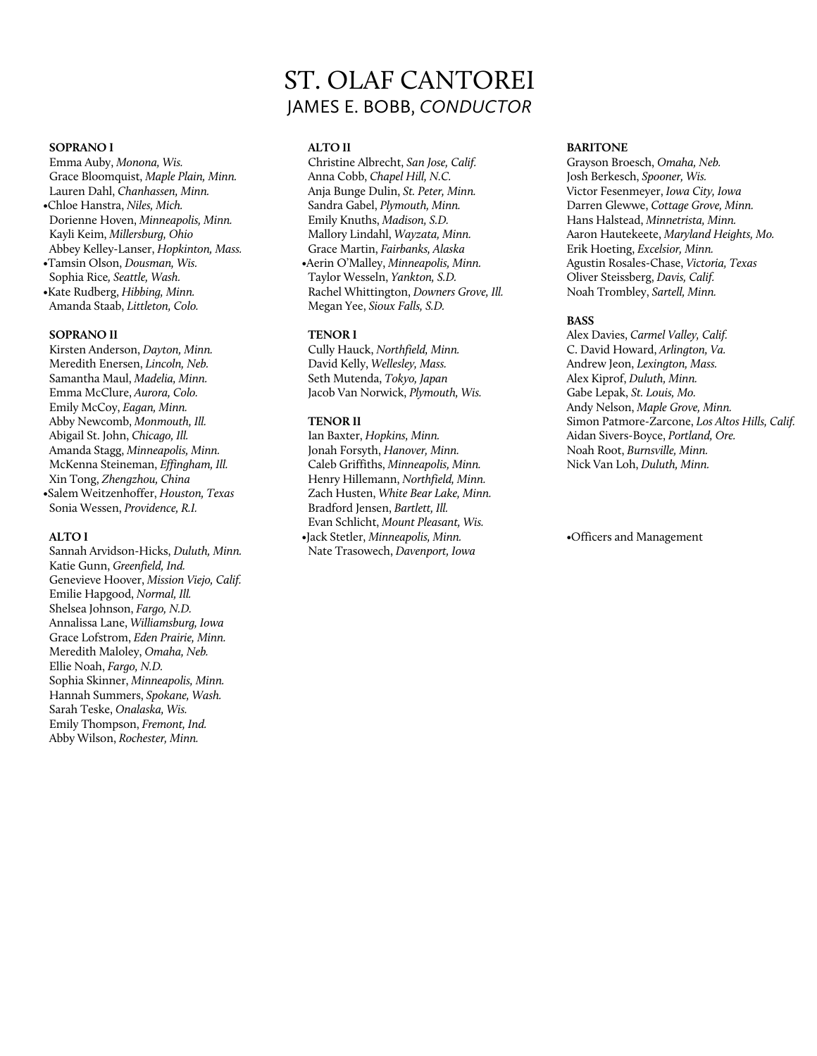# ST. OLAF CANTOREI

## JAMES E. BOBB, *CONDUCTOR*

**SOPRANO I**

Emma Auby, *Monona, Wis.*
Grace Bloomquist, *Maple Plain, Minn.*
Lauren Dahl, *Chanhassen, Minn.*
•Chloe Hanstra, *Niles, Mich.*
Dorienne Hoven, *Minneapolis, Minn.*
Kayli Keim, *Millersburg, Ohio*
Abbey Kelley-Lanser, *Hopkinton, Mass.*
•Tamsin Olson, *Dousman, Wis.*
Sophia Rice, *Seattle, Wash.*
•Kate Rudberg, *Hibbing, Minn.*
Amanda Staab, *Littleton, Colo.*

**SOPRANO II**

Kirsten Anderson, *Dayton, Minn.*
Meredith Enersen, *Lincoln, Neb.*
Samantha Maul, *Madelia, Minn.*
Emma McClure, *Aurora, Colo.*
Emily McCoy, *Eagan, Minn.*
Abby Newcomb, *Monmouth, Ill.*
Abigail St. John, *Chicago, Ill.*
Amanda Stagg, *Minneapolis, Minn.*
McKenna Steineman, *Effingham, Ill.*
Xin Tong, *Zhengzhou, China*
•Salem Weitzenhoffer, *Houston, Texas*
Sonia Wessen, *Providence, R.I.*

**ALTO I**

Sannah Arvidson-Hicks, *Duluth, Minn.*
Katie Gunn, *Greenfield, Ind.*
Genevieve Hoover, *Mission Viejo, Calif.*
Emilie Hapgood, *Normal, Ill.*
Shelsea Johnson, *Fargo, N.D.*
Annalissa Lane, *Williamsburg, Iowa*
Grace Lofstrom, *Eden Prairie, Minn.*
Meredith Maloley, *Omaha, Neb.*
Ellie Noah, *Fargo, N.D.*
Sophia Skinner, *Minneapolis, Minn.*
Hannah Summers, *Spokane, Wash.*
Sarah Teske, *Onalaska, Wis.*
Emily Thompson, *Fremont, Ind.*
Abby Wilson, *Rochester, Minn.*

**ALTO II**

Christine Albrecht, *San Jose, Calif.*
Anna Cobb, *Chapel Hill, N.C.*
Anja Bunge Dulin, *St. Peter, Minn.*
Sandra Gabel, *Plymouth, Minn.*
Emily Knuths, *Madison, S.D.*
Mallory Lindahl, *Wayzata, Minn.*
Grace Martin, *Fairbanks, Alaska*
•Aerin O'Malley, *Minneapolis, Minn.*
Taylor Wesseln, *Yankton, S.D.*
Rachel Whittington, *Downers Grove, Ill.*
Megan Yee, *Sioux Falls, S.D.*

**TENOR I**

Cully Hauck, *Northfield, Minn.*
David Kelly, *Wellesley, Mass.*
Seth Mutenda, *Tokyo, Japan*
Jacob Van Norwick, *Plymouth, Wis.*

**TENOR II**

Ian Baxter, *Hopkins, Minn.*
Jonah Forsyth, *Hanover, Minn.*
Caleb Griffiths, *Minneapolis, Minn.*
Henry Hillemann, *Northfield, Minn.*
Zach Husten, *White Bear Lake, Minn.*
Bradford Jensen, *Bartlett, Ill.*
Evan Schlicht, *Mount Pleasant, Wis.*
•Jack Stetler, *Minneapolis, Minn.*
Nate Trasowech, *Davenport, Iowa*

**BARITONE**

Grayson Broesch, *Omaha, Neb.*
Josh Berkesch, *Spooner, Wis.*
Victor Fesenmeyer, *Iowa City, Iowa*
Darren Glewwe, *Cottage Grove, Minn.*
Hans Halstead, *Minnetrista, Minn.*
Aaron Hautekeete, *Maryland Heights, Mo.*
Erik Hoeting, *Excelsior, Minn.*
Agustin Rosales-Chase, *Victoria, Texas*
Oliver Steissberg, *Davis, Calif.*
Noah Trombley, *Sartell, Minn.*

**BASS**

Alex Davies, *Carmel Valley, Calif.*
C. David Howard, *Arlington, Va.*
Andrew Jeon, *Lexington, Mass.*
Alex Kiprof, *Duluth, Minn.*
Gabe Lepak, *St. Louis, Mo.*
Andy Nelson, *Maple Grove, Minn.*
Simon Patmore-Zarcone, *Los Altos Hills, Calif.*
Aidan Sivers-Boyce, *Portland, Ore.*
Noah Root, *Burnsville, Minn.*
Nick Van Loh, *Duluth, Minn.*

•Officers and Management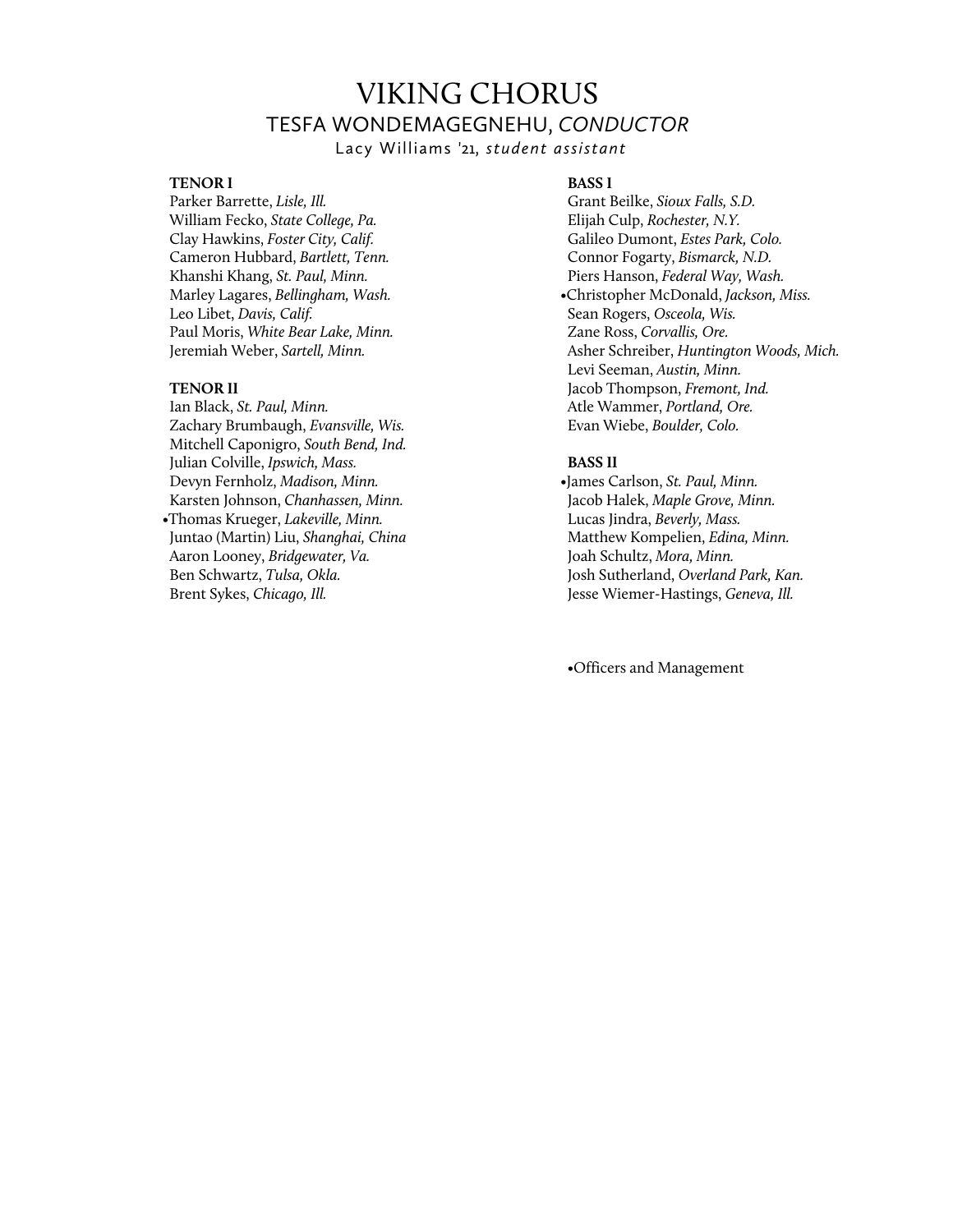# VIKING CHORUS

## TESFA WONDEMAGEGNEHU, *CONDUCTOR*

Lacy Williams '21, *student assistant*

**TENOR I**

Parker Barrette, *Lisle, Ill.*
William Fecko, *State College, Pa.*
Clay Hawkins, *Foster City, Calif.*
Cameron Hubbard, *Bartlett, Tenn.*
Khanshi Khang, *St. Paul, Minn.*
Marley Lagares, *Bellingham, Wash.*
Leo Libet, *Davis, Calif.*
Paul Moris, *White Bear Lake, Minn.*
Jeremiah Weber, *Sartell, Minn.*

**TENOR II**

Ian Black, *St. Paul, Minn.*
Zachary Brumbaugh, *Evansville, Wis.*
Mitchell Caponigro, *South Bend, Ind.*
Julian Colville, *Ipswich, Mass.*
Devyn Fernholz, *Madison, Minn.*
Karsten Johnson, *Chanhassen, Minn.*
•Thomas Krueger, *Lakeville, Minn.*
Juntao (Martin) Liu, *Shanghai, China*
Aaron Looney, *Bridgewater, Va.*
Ben Schwartz, *Tulsa, Okla.*
Brent Sykes, *Chicago, Ill.*

**BASS I**

Grant Beilke, *Sioux Falls, S.D.*
Elijah Culp, *Rochester, N.Y.*
Galileo Dumont, *Estes Park, Colo.*
Connor Fogarty, *Bismarck, N.D.*
Piers Hanson, *Federal Way, Wash.*
•Christopher McDonald, *Jackson, Miss.*
Sean Rogers, *Osceola, Wis.*
Zane Ross, *Corvallis, Ore.*
Asher Schreiber, *Huntington Woods, Mich.*
Levi Seeman, *Austin, Minn.*
Jacob Thompson, *Fremont, Ind.*
Atle Wammer, *Portland, Ore.*
Evan Wiebe, *Boulder, Colo.*

**BASS II**

•James Carlson, *St. Paul, Minn.*
Jacob Halek, *Maple Grove, Minn.*
Lucas Jindra, *Beverly, Mass.*
Matthew Kompelien, *Edina, Minn.*
Joah Schultz, *Mora, Minn.*
Josh Sutherland, *Overland Park, Kan.*
Jesse Wiemer-Hastings, *Geneva, Ill.*

•Officers and Management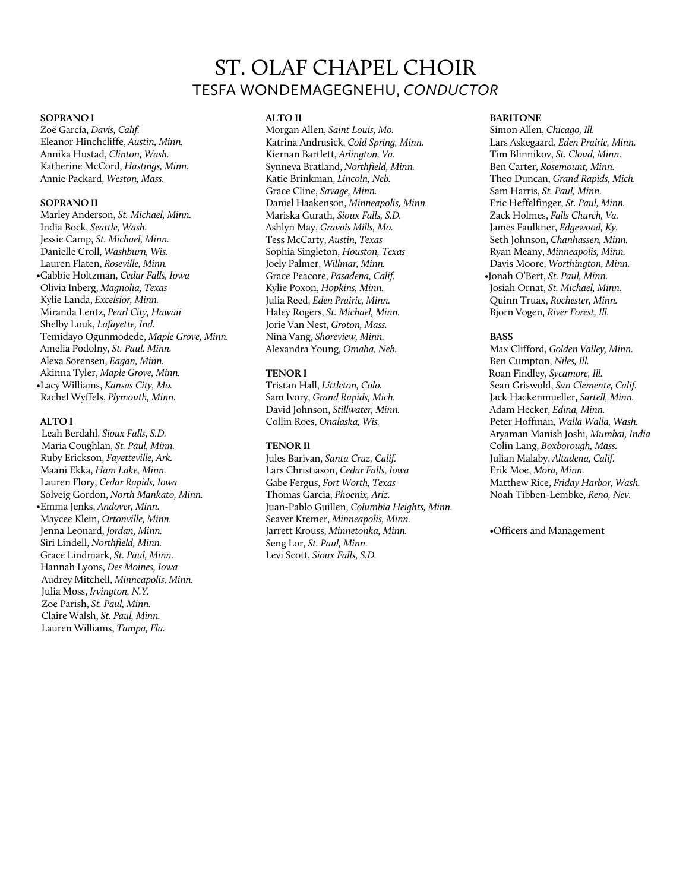# ST. OLAF CHAPEL CHOIR

## TESFA WONDEMAGEGNEHU, *CONDUCTOR*

**SOPRANO I**

Zoë García, *Davis, Calif.*
Eleanor Hinchcliffe, *Austin, Minn.*
Annika Hustad, *Clinton, Wash.*
Katherine McCord, *Hastings, Minn.*
Annie Packard, *Weston, Mass.*

**SOPRANO II**

Marley Anderson, *St. Michael, Minn.*
India Bock, *Seattle, Wash.*
Jessie Camp, *St. Michael, Minn.*
Danielle Croll, *Washburn, Wis.*
Lauren Flaten, *Roseville, Minn.*
•Gabbie Holtzman, *Cedar Falls, Iowa*
Olivia Inberg, *Magnolia, Texas*
Kylie Landa, *Excelsior, Minn.*
Miranda Lentz, *Pearl City, Hawaii*
Shelby Louk, *Lafayette, Ind.*
Temidayo Ogunmodede, *Maple Grove, Minn.*
Amelia Podolny, *St. Paul. Minn.*
Alexa Sorensen, *Eagan, Minn.*
Akinna Tyler, *Maple Grove, Minn.*
•Lacy Williams, *Kansas City, Mo.*
Rachel Wyffels, *Plymouth, Minn.*

**ALTO I**

Leah Berdahl, *Sioux Falls, S.D.*
Maria Coughlan, *St. Paul, Minn.*
Ruby Erickson, *Fayetteville, Ark.*
Maani Ekka, *Ham Lake, Minn.*
Lauren Flory, *Cedar Rapids, Iowa*
Solveig Gordon, *North Mankato, Minn.*
•Emma Jenks, *Andover, Minn.*
Maycee Klein, *Ortonville, Minn.*
Jenna Leonard, *Jordan, Minn.*
Siri Lindell, *Northfield, Minn.*
Grace Lindmark, *St. Paul, Minn.*
Hannah Lyons, *Des Moines, Iowa*
Audrey Mitchell, *Minneapolis, Minn.*
Julia Moss, *Irvington, N.Y.*
Zoe Parish, *St. Paul, Minn.*
Claire Walsh, *St. Paul, Minn.*
Lauren Williams, *Tampa, Fla.*

**ALTO II**

Morgan Allen, *Saint Louis, Mo.*
Katrina Andrusick, *Cold Spring, Minn.*
Kiernan Bartlett, *Arlington, Va.*
Synneva Bratland, *Northfield, Minn.*
Katie Brinkman, *Lincoln, Neb.*
Grace Cline, *Savage, Minn.*
Daniel Haakenson, *Minneapolis, Minn.*
Mariska Gurath, *Sioux Falls, S.D.*
Ashlyn May, *Gravois Mills, Mo.*
Tess McCarty, *Austin, Texas*
Sophia Singleton, *Houston, Texas*
Joely Palmer, *Willmar, Minn.*
Grace Peacore, *Pasadena, Calif.*
Kylie Poxon, *Hopkins, Minn.*
Julia Reed, *Eden Prairie, Minn.*
Haley Rogers, *St. Michael, Minn.*
Jorie Van Nest, *Groton, Mass.*
Nina Vang, *Shoreview, Minn.*
Alexandra Young, *Omaha, Neb.*

**TENOR I**

Tristan Hall, *Littleton, Colo.*
Sam Ivory, *Grand Rapids, Mich.*
David Johnson, *Stillwater, Minn.*
Collin Roes, *Onalaska, Wis.*

**TENOR II**

Jules Barivan, *Santa Cruz, Calif.*
Lars Christiason, *Cedar Falls, Iowa*
Gabe Fergus, *Fort Worth, Texas*
Thomas Garcia, *Phoenix, Ariz.*
Juan-Pablo Guillen, *Columbia Heights, Minn.*
Seaver Kremer, *Minneapolis, Minn.*
Jarrett Krouss, *Minnetonka, Minn.*
Seng Lor, *St. Paul, Minn.*
Levi Scott, *Sioux Falls, S.D.*

**BARITONE**

Simon Allen, *Chicago, Ill.*
Lars Askegaard, *Eden Prairie, Minn.*
Tim Blinnikov, *St. Cloud, Minn.*
Ben Carter, *Rosemount, Minn.*
Theo Duncan, *Grand Rapids, Mich.*
Sam Harris, *St. Paul, Minn.*
Eric Heffelfinger, *St. Paul, Minn.*
Zack Holmes, *Falls Church, Va.*
James Faulkner, *Edgewood, Ky.*
Seth Johnson, *Chanhassen, Minn.*
Ryan Meany, *Minneapolis, Minn.*
Davis Moore, *Worthington, Minn.*
•Jonah O'Bert, *St. Paul, Minn.*
Josiah Ornat, *St. Michael, Minn.*
Quinn Truax, *Rochester, Minn.*
Bjorn Vogen, *River Forest, Ill.*

**BASS**

Max Clifford, *Golden Valley, Minn.*
Ben Cumpton, *Niles, Ill.*
Roan Findley, *Sycamore, Ill.*
Sean Griswold, *San Clemente, Calif.*
Jack Hackenmueller, *Sartell, Minn.*
Adam Hecker, *Edina, Minn.*
Peter Hoffman, *Walla Walla, Wash.*
Aryaman Manish Joshi, *Mumbai, India*
Colin Lang, *Boxborough, Mass.*
Julian Malaby, *Altadena, Calif.*
Erik Moe, *Mora, Minn.*
Matthew Rice, *Friday Harbor, Wash.*
Noah Tibben-Lembke, *Reno, Nev.*

•Officers and Management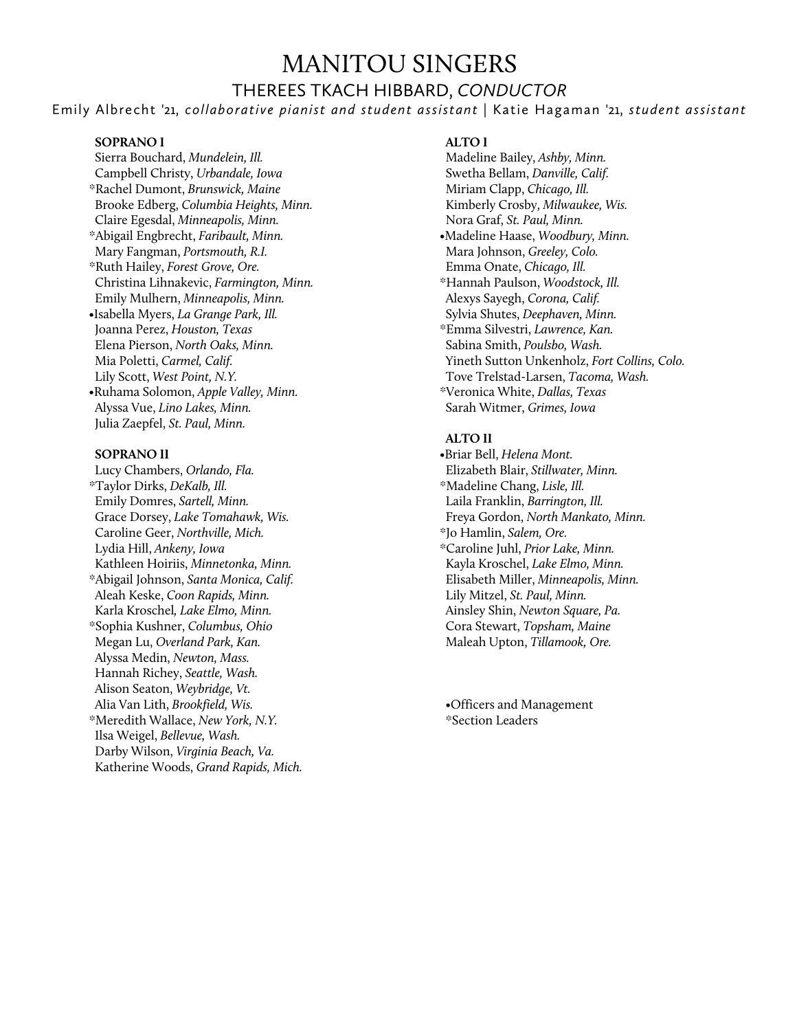# MANITOU SINGERS

## THEREES TKACH HIBBARD, *CONDUCTOR*

Emily Albrecht '21, *collaborative pianist and student assistant* | Katie Hagaman '21, *student assistant*

**SOPRANO I**

Sierra Bouchard, *Mundelein, Ill.*
Campbell Christy, *Urbandale, Iowa*
*Rachel Dumont, *Brunswick, Maine*
Brooke Edberg, *Columbia Heights, Minn.*
Claire Egesdal, *Minneapolis, Minn.*
*Abigail Engbrecht, *Faribault, Minn.*
Mary Fangman, *Portsmouth, R.I.*
*Ruth Hailey, *Forest Grove, Ore.*
Christina Lihnakevic, *Farmington, Minn.*
Emily Mulhern, *Minneapolis, Minn.*
•Isabella Myers, *La Grange Park, Ill.*
Joanna Perez, *Houston, Texas*
Elena Pierson, *North Oaks, Minn.*
Mia Poletti, *Carmel, Calif.*
Lily Scott, *West Point, N.Y.*
•Ruhama Solomon, *Apple Valley, Minn.*
Alyssa Vue, *Lino Lakes, Minn.*
Julia Zaepfel, *St. Paul, Minn.*

**SOPRANO II**

Lucy Chambers, *Orlando, Fla.*
*Taylor Dirks, *DeKalb, Ill.*
Emily Domres, *Sartell, Minn.*
Grace Dorsey, *Lake Tomahawk, Wis.*
Caroline Geer, *Northville, Mich.*
Lydia Hill, *Ankeny, Iowa*
Kathleen Hoiriis, *Minnetonka, Minn.*
*Abigail Johnson, *Santa Monica, Calif.*
Aleah Keske, *Coon Rapids, Minn.*
Karla Kroschel, *Lake Elmo, Minn.*
*Sophia Kushner, *Columbus, Ohio*
Megan Lu, *Overland Park, Kan.*
Alyssa Medin, *Newton, Mass.*
Hannah Richey, *Seattle, Wash.*
Alison Seaton, *Weybridge, Vt.*
Alia Van Lith, *Brookfield, Wis.*
*Meredith Wallace, *New York, N.Y.*
Ilsa Weigel, *Bellevue, Wash.*
Darby Wilson, *Virginia Beach, Va.*
Katherine Woods, *Grand Rapids, Mich.*

**ALTO I**

Madeline Bailey, *Ashby, Minn.*
Swetha Bellam, *Danville, Calif.*
Miriam Clapp, *Chicago, Ill.*
Kimberly Crosby, *Milwaukee, Wis.*
Nora Graf, *St. Paul, Minn.*
•Madeline Haase, *Woodbury, Minn.*
Mara Johnson, *Greeley, Colo.*
Emma Onate, *Chicago, Ill.*
*Hannah Paulson, *Woodstock, Ill.*
Alexys Sayegh, *Corona, Calif.*
Sylvia Shutes, *Deephaven, Minn.*
*Emma Silvestri, *Lawrence, Kan.*
Sabina Smith, *Poulsbo, Wash.*
Yineth Sutton Unkenholz, *Fort Collins, Colo.*
Tove Trelstad-Larsen, *Tacoma, Wash.*
*Veronica White, *Dallas, Texas*
Sarah Witmer, *Grimes, Iowa*

**ALTO II**

•Briar Bell, *Helena Mont.*
Elizabeth Blair, *Stillwater, Minn.*
*Madeline Chang, *Lisle, Ill.*
Laila Franklin, *Barrington, Ill.*
Freya Gordon, *North Mankato, Minn.*
*Jo Hamlin, *Salem, Ore.*
*Caroline Juhl, *Prior Lake, Minn.*
Kayla Kroschel, *Lake Elmo, Minn.*
Elisabeth Miller, *Minneapolis, Minn.*
Lily Mitzel, *St. Paul, Minn.*
Ainsley Shin, *Newton Square, Pa.*
Cora Stewart, *Topsham, Maine*
Maleah Upton, *Tillamook, Ore.*

•Officers and Management
*Section Leaders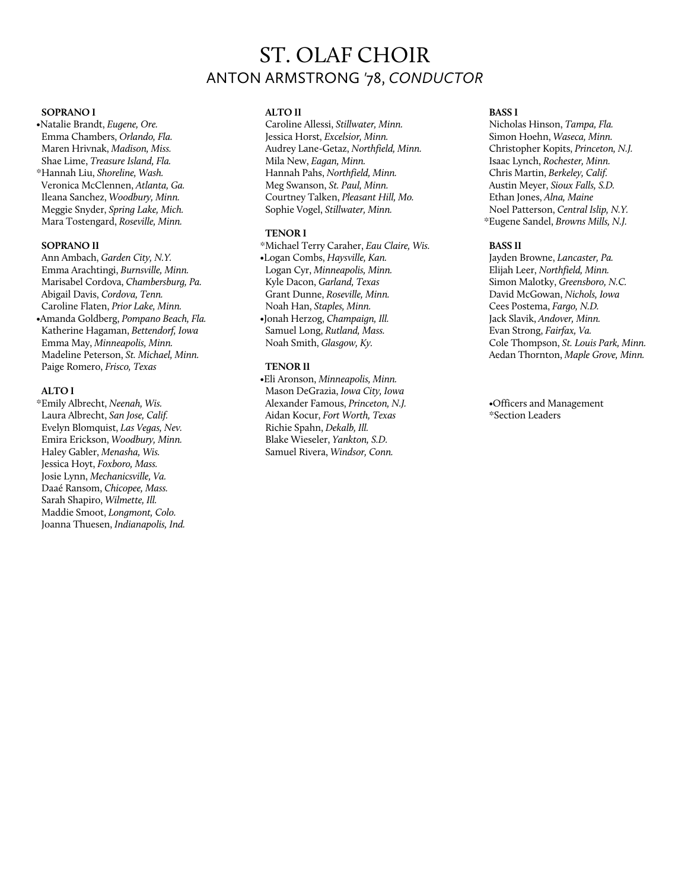# ST. OLAF CHOIR

## ANTON ARMSTRONG '78, *CONDUCTOR*

**SOPRANO I**

•Natalie Brandt, *Eugene, Ore.*
Emma Chambers, *Orlando, Fla.*
Maren Hrivnak, *Madison, Miss.*
Shae Lime, *Treasure Island, Fla.*
*Hannah Liu, *Shoreline, Wash.*
Veronica McClennen, *Atlanta, Ga.*
Ileana Sanchez, *Woodbury, Minn.*
Meggie Snyder, *Spring Lake, Mich.*
Mara Tostengard, *Roseville, Minn.*

**SOPRANO II**

Ann Ambach, *Garden City, N.Y.*
Emma Arachtingi, *Burnsville, Minn.*
Marisabel Cordova, *Chambersburg, Pa.*
Abigail Davis, *Cordova, Tenn.*
Caroline Flaten, *Prior Lake, Minn.*
•Amanda Goldberg, *Pompano Beach, Fla.*
Katherine Hagaman, *Bettendorf, Iowa*
Emma May, *Minneapolis, Minn.*
Madeline Peterson, *St. Michael, Minn.*
Paige Romero, *Frisco, Texas*

**ALTO I**

*Emily Albrecht, *Neenah, Wis.*
Laura Albrecht, *San Jose, Calif.*
Evelyn Blomquist, *Las Vegas, Nev.*
Emira Erickson, *Woodbury, Minn.*
Haley Gabler, *Menasha, Wis.*
Jessica Hoyt, *Foxboro, Mass.*
Josie Lynn, *Mechanicsville, Va.*
Daaé Ransom, *Chicopee, Mass.*
Sarah Shapiro, *Wilmette, Ill.*
Maddie Smoot, *Longmont, Colo.*
Joanna Thuesen, *Indianapolis, Ind.*

**ALTO II**

Caroline Allessi, *Stillwater, Minn.*
Jessica Horst, *Excelsior, Minn.*
Audrey Lane-Getaz, *Northfield, Minn.*
Mila New, *Eagan, Minn.*
Hannah Pahs, *Northfield, Minn.*
Meg Swanson, *St. Paul, Minn.*
Courtney Talken, *Pleasant Hill, Mo.*
Sophie Vogel, *Stillwater, Minn.*

**TENOR I**

*Michael Terry Caraher, *Eau Claire, Wis.*
•Logan Combs, *Haysville, Kan.*
Logan Cyr, *Minneapolis, Minn.*
Kyle Dacon, *Garland, Texas*
Grant Dunne, *Roseville, Minn.*
Noah Han, *Staples, Minn.*
•Jonah Herzog, *Champaign, Ill.*
Samuel Long, *Rutland, Mass.*
Noah Smith, *Glasgow, Ky.*

**TENOR II**

•Eli Aronson, *Minneapolis, Minn.*
Mason DeGrazia, *Iowa City, Iowa*
Alexander Famous, *Princeton, N.J.*
Aidan Kocur, *Fort Worth, Texas*
Richie Spahn, *Dekalb, Ill.*
Blake Wieseler, *Yankton, S.D.*
Samuel Rivera, *Windsor, Conn.*

**BASS I**

Nicholas Hinson, *Tampa, Fla.*
Simon Hoehn, *Waseca, Minn.*
Christopher Kopits, *Princeton, N.J.*
Isaac Lynch, *Rochester, Minn.*
Chris Martin, *Berkeley, Calif.*
Austin Meyer, *Sioux Falls, S.D.*
Ethan Jones, *Alna, Maine*
Noel Patterson, *Central Islip, N.Y.*
*Eugene Sandel, *Browns Mills, N.J.*

**BASS II**

Jayden Browne, *Lancaster, Pa.*
Elijah Leer, *Northfield, Minn.*
Simon Malotky, *Greensboro, N.C.*
David McGowan, *Nichols, Iowa*
Cees Postema, *Fargo, N.D.*
Jack Slavik, *Andover, Minn.*
Evan Strong, *Fairfax, Va.*
Cole Thompson, *St. Louis Park, Minn.*
Aedan Thornton, *Maple Grove, Minn.*

•Officers and Management
*Section Leaders